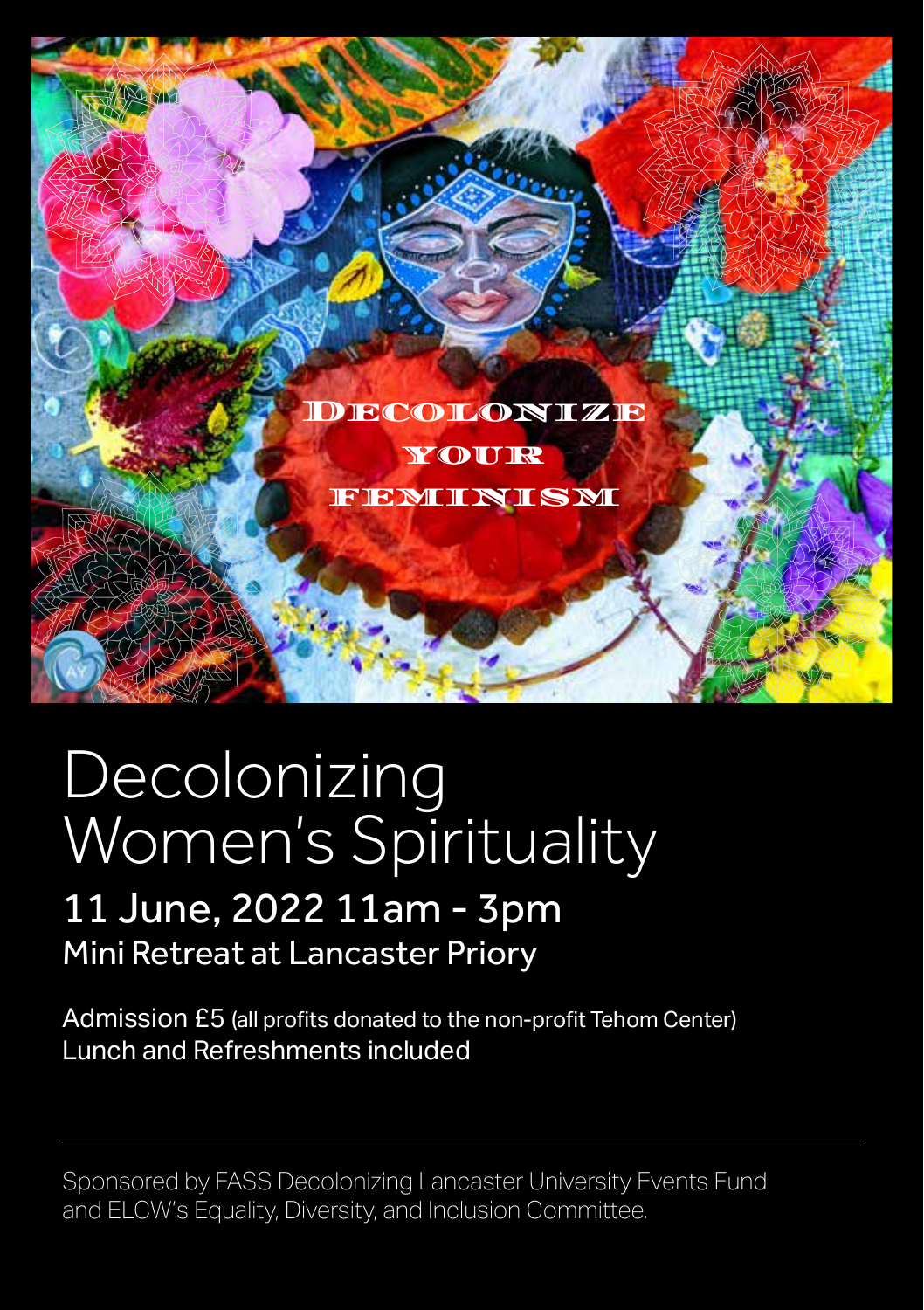DECOLONIZE YOUR FEMINISM

# Decolonizing Women's Spirituality

## 11 June, 2022 11am - 3pm

Mini Retreat at Lancaster Priory

Admission £5 (all profits donated to the non-profit Tehom Center)
Lunch and Refreshments included

---

Sponsored by FASS Decolonizing Lancaster University Events Fund and ELCW's Equality, Diversity, and Inclusion Committee.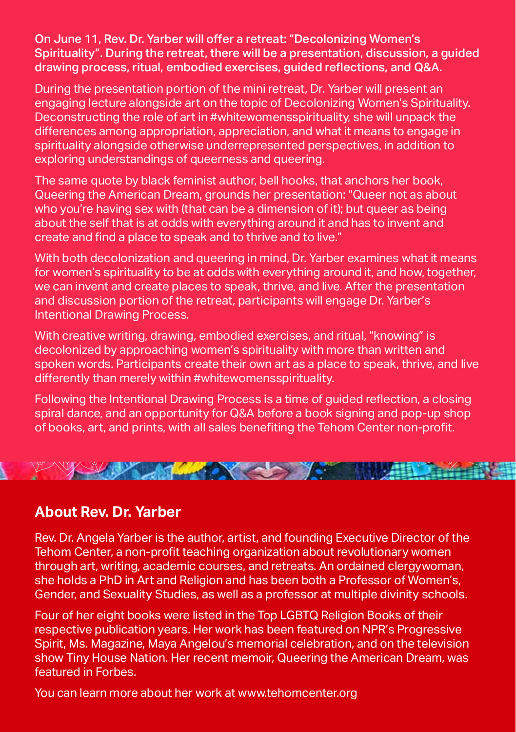**On June 11, Rev. Dr. Yarber will offer a retreat: "Decolonizing Women's Spirituality". During the retreat, there will be a presentation, discussion, a guided drawing process, ritual, embodied exercises, guided reflections, and Q&A.**

During the presentation portion of the mini retreat, Dr. Yarber will present an engaging lecture alongside art on the topic of Decolonizing Women's Spirituality. Deconstructing the role of art in #whitewomensspirituality, she will unpack the differences among appropriation, appreciation, and what it means to engage in spirituality alongside otherwise underrepresented perspectives, in addition to exploring understandings of queerness and queering.

The same quote by black feminist author, bell hooks, that anchors her book, Queering the American Dream, grounds her presentation: "Queer not as about who you're having sex with (that can be a dimension of it); but queer as being about the self that is at odds with everything around it and has to invent and create and find a place to speak and to thrive and to live."

With both decolonization and queering in mind, Dr. Yarber examines what it means for women's spirituality to be at odds with everything around it, and how, together, we can invent and create places to speak, thrive, and live. After the presentation and discussion portion of the retreat, participants will engage Dr. Yarber's Intentional Drawing Process.

With creative writing, drawing, embodied exercises, and ritual, "knowing" is decolonized by approaching women's spirituality with more than written and spoken words. Participants create their own art as a place to speak, thrive, and live differently than merely within #whitewomensspirituality.

Following the Intentional Drawing Process is a time of guided reflection, a closing spiral dance, and an opportunity for Q&A before a book signing and pop-up shop of books, art, and prints, with all sales benefiting the Tehom Center non-profit.

## About Rev. Dr. Yarber

Rev. Dr. Angela Yarber is the author, artist, and founding Executive Director of the Tehom Center, a non-profit teaching organization about revolutionary women through art, writing, academic courses, and retreats. An ordained clergywoman, she holds a PhD in Art and Religion and has been both a Professor of Women's, Gender, and Sexuality Studies, as well as a professor at multiple divinity schools.

Four of her eight books were listed in the Top LGBTQ Religion Books of their respective publication years. Her work has been featured on NPR's Progressive Spirit, Ms. Magazine, Maya Angelou's memorial celebration, and on the television show Tiny House Nation. Her recent memoir, Queering the American Dream, was featured in Forbes.

You can learn more about her work at www.tehomcenter.org